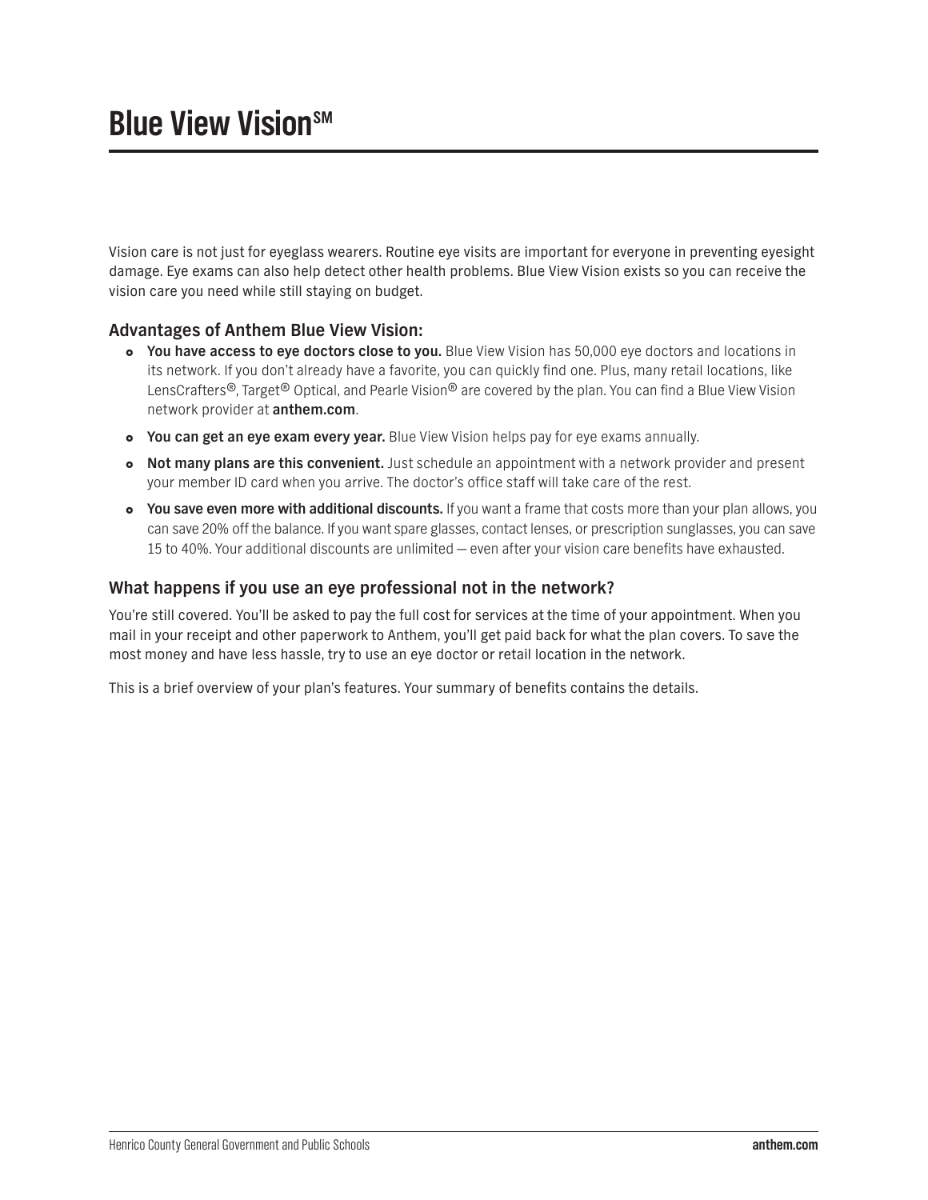# Blue View Vision℠

Vision care is not just for eyeglass wearers. Routine eye visits are important for everyone in preventing eyesight damage. Eye exams can also help detect other health problems. Blue View Vision exists so you can receive the vision care you need while still staying on budget.

## Advantages of Anthem Blue View Vision:

- **You have access to eye doctors close to you.** Blue View Vision has 50,000 eye doctors and locations in its network. If you don't already have a favorite, you can quickly find one. Plus, many retail locations, like LensCrafters®, Target® Optical, and Pearle Vision® are covered by the plan. You can find a Blue View Vision network provider at **anthem.com**.
- **You can get an eye exam every year.** Blue View Vision helps pay for eye exams annually.
- **Not many plans are this convenient.** Just schedule an appointment with a network provider and present your member ID card when you arrive. The doctor's office staff will take care of the rest.
- **You save even more with additional discounts.** If you want a frame that costs more than your plan allows, you can save 20% off the balance. If you want spare glasses, contact lenses, or prescription sunglasses, you can save 15 to 40%. Your additional discounts are unlimited — even after your vision care benefits have exhausted.

## What happens if you use an eye professional not in the network?

You're still covered. You'll be asked to pay the full cost for services at the time of your appointment. When you mail in your receipt and other paperwork to Anthem, you'll get paid back for what the plan covers. To save the most money and have less hassle, try to use an eye doctor or retail location in the network.

This is a brief overview of your plan's features. Your summary of benefits contains the details.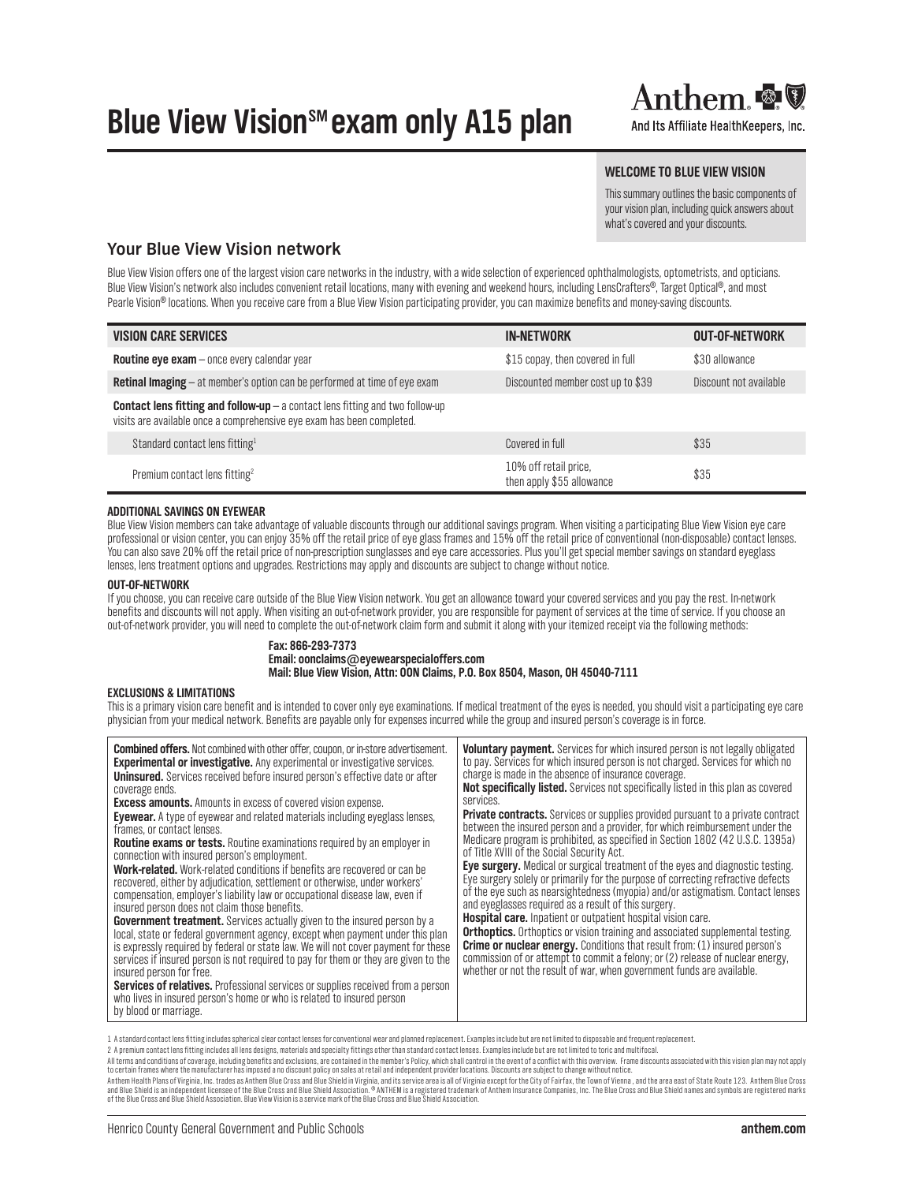# Blue View Vision℠ exam only A15 plan

Anthem. And Its Affiliate HealthKeepers, Inc.

**WELCOME TO BLUE VIEW VISION**

This summary outlines the basic components of your vision plan, including quick answers about what's covered and your discounts.

## Your Blue View Vision network

Blue View Vision offers one of the largest vision care networks in the industry, with a wide selection of experienced ophthalmologists, optometrists, and opticians. Blue View Vision's network also includes convenient retail locations, many with evening and weekend hours, including LensCrafters®, Target Optical®, and most Pearle Vision® locations. When you receive care from a Blue View Vision participating provider, you can maximize benefits and money-saving discounts.

| VISION CARE SERVICES | IN-NETWORK | OUT-OF-NETWORK |
| --- | --- | --- |
| **Routine eye exam** – once every calendar year | $15 copay, then covered in full | $30 allowance |
| **Retinal Imaging** – at member's option can be performed at time of eye exam | Discounted member cost up to $39 | Discount not available |
| **Contact lens fitting and follow-up** – a contact lens fitting and two follow-up visits are available once a comprehensive eye exam has been completed. | | |
| Standard contact lens fitting[1] | Covered in full | $35 |
| Premium contact lens fitting[2] | 10% off retail price, then apply $55 allowance | $35 |

**ADDITIONAL SAVINGS ON EYEWEAR**

Blue View Vision members can take advantage of valuable discounts through our additional savings program. When visiting a participating Blue View Vision eye care professional or vision center, you can enjoy 35% off the retail price of eye glass frames and 15% off the retail price of conventional (non-disposable) contact lenses. You can also save 20% off the retail price of non-prescription sunglasses and eye care accessories. Plus you'll get special member savings on standard eyeglass lenses, lens treatment options and upgrades. Restrictions may apply and discounts are subject to change without notice.

**OUT-OF-NETWORK**

If you choose, you can receive care outside of the Blue View Vision network. You get an allowance toward your covered services and you pay the rest. In-network benefits and discounts will not apply. When visiting an out-of-network provider, you are responsible for payment of services at the time of service. If you choose an out-of-network provider, you will need to complete the out-of-network claim form and submit it along with your itemized receipt via the following methods:

**Fax: 866-293-7373**
**Email: oonclaims@eyewearspecialoffers.com**
**Mail: Blue View Vision, Attn: OON Claims, P.O. Box 8504, Mason, OH 45040-7111**

**EXCLUSIONS & LIMITATIONS**

This is a primary vision care benefit and is intended to cover only eye examinations. If medical treatment of the eyes is needed, you should visit a participating eye care physician from your medical network. Benefits are payable only for expenses incurred while the group and insured person's coverage is in force.

**Combined offers.** Not combined with other offer, coupon, or in-store advertisement.
**Experimental or investigative.** Any experimental or investigative services.
**Uninsured.** Services received before insured person's effective date or after coverage ends.
**Excess amounts.** Amounts in excess of covered vision expense.
**Eyewear.** A type of eyewear and related materials including eyeglass lenses, frames, or contact lenses.
**Routine exams or tests.** Routine examinations required by an employer in connection with insured person's employment.
**Work-related.** Work-related conditions if benefits are recovered or can be recovered, either by adjudication, settlement or otherwise, under workers' compensation, employer's liability law or occupational disease law, even if insured person does not claim those benefits.
**Government treatment.** Services actually given to the insured person by a local, state or federal government agency, except when payment under this plan is expressly required by federal or state law. We will not cover payment for these services if insured person is not required to pay for them or they are given to the insured person for free.
**Services of relatives.** Professional services or supplies received from a person who lives in insured person's home or who is related to insured person by blood or marriage.
**Voluntary payment.** Services for which insured person is not legally obligated to pay. Services for which insured person is not charged. Services for which no charge is made in the absence of insurance coverage.
**Not specifically listed.** Services not specifically listed in this plan as covered services.
**Private contracts.** Services or supplies provided pursuant to a private contract between the insured person and a provider, for which reimbursement under the Medicare program is prohibited, as specified in Section 1802 (42 U.S.C. 1395a) of Title XVIII of the Social Security Act.
**Eye surgery.** Medical or surgical treatment of the eyes and diagnostic testing. Eye surgery solely or primarily for the purpose of correcting refractive defects of the eye such as nearsightedness (myopia) and/or astigmatism. Contact lenses and eyeglasses required as a result of this surgery.
**Hospital care.** Inpatient or outpatient hospital vision care.
**Orthoptics.** Orthoptics or vision training and associated supplemental testing.
**Crime or nuclear energy.** Conditions that result from: (1) insured person's commission of or attempt to commit a felony; or (2) release of nuclear energy, whether or not the result of war, when government funds are available.

1 A standard contact lens fitting includes spherical clear contact lenses for conventional wear and planned replacement. Examples include but are not limited to disposable and frequent replacement.

2 A premium contact lens fitting includes all lens designs, materials and specialty fittings other than standard contact lenses. Examples include but are not limited to toric and multifocal.

All terms and conditions of coverage, including benefits and exclusions, are contained in the member's Policy, which shall control in the event of a conflict with this overview. Frame discounts associated with this vision plan may not apply to certain frames where the manufacturer has imposed a no discount policy on sales at retail and independent provider locations. Discounts are subject to change without notice.

Anthem Health Plans of Virginia, Inc. trades as Anthem Blue Cross and Blue Shield in Virginia, and its service area is all of Virginia except for the City of Fairfax, the Town of Vienna , and the area east of State Route 123. Anthem Blue Cross and Blue Shield is an independent licensee of the Blue Cross and Blue Shield Association. ® ANTHEM is a registered trademark of Anthem Insurance Companies, Inc. The Blue Cross and Blue Shield names and symbols are registered marks of the Blue Cross and Blue Shield Association. Blue View Vision is a service mark of the Blue Cross and Blue Shield Association.

Henrico County General Government and Public Schools

**anthem.com**